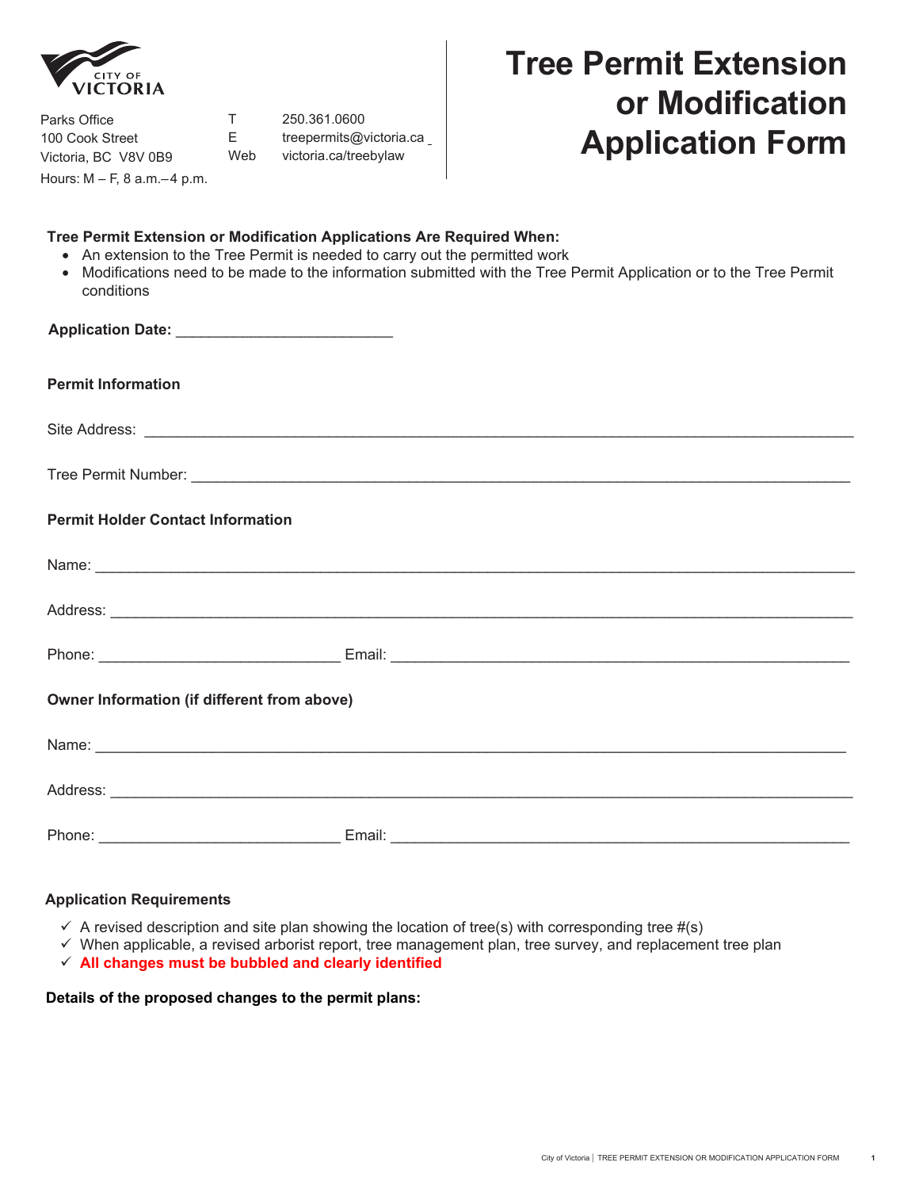CITY OF VICTORIA

Parks Office
100 Cook Street
Victoria, BC V8V 0B9
Hours: M – F, 8 a.m.–4 p.m.

T 250.361.0600
E treepermits@victoria.ca
Web victoria.ca/treebylaw

# Tree Permit Extension or Modification Application Form

**Tree Permit Extension or Modification Applications Are Required When:**

- An extension to the Tree Permit is needed to carry out the permitted work
- Modifications need to be made to the information submitted with the Tree Permit Application or to the Tree Permit conditions

**Application Date:** ___________________________

**Permit Information**

Site Address: ___________________________________________________________________________

Tree Permit Number: _____________________________________________________________________

**Permit Holder Contact Information**

Name: ______________________________________________________________________________

Address: ____________________________________________________________________________

Phone: ______________________________ Email: __________________________________________

**Owner Information (if different from above)**

Name: ______________________________________________________________________________

Address: ____________________________________________________________________________

Phone: ______________________________ Email: __________________________________________

**Application Requirements**

- ✓ A revised description and site plan showing the location of tree(s) with corresponding tree #(s)
- ✓ When applicable, a revised arborist report, tree management plan, tree survey, and replacement tree plan
- ✓ **All changes must be bubbled and clearly identified**

**Details of the proposed changes to the permit plans:**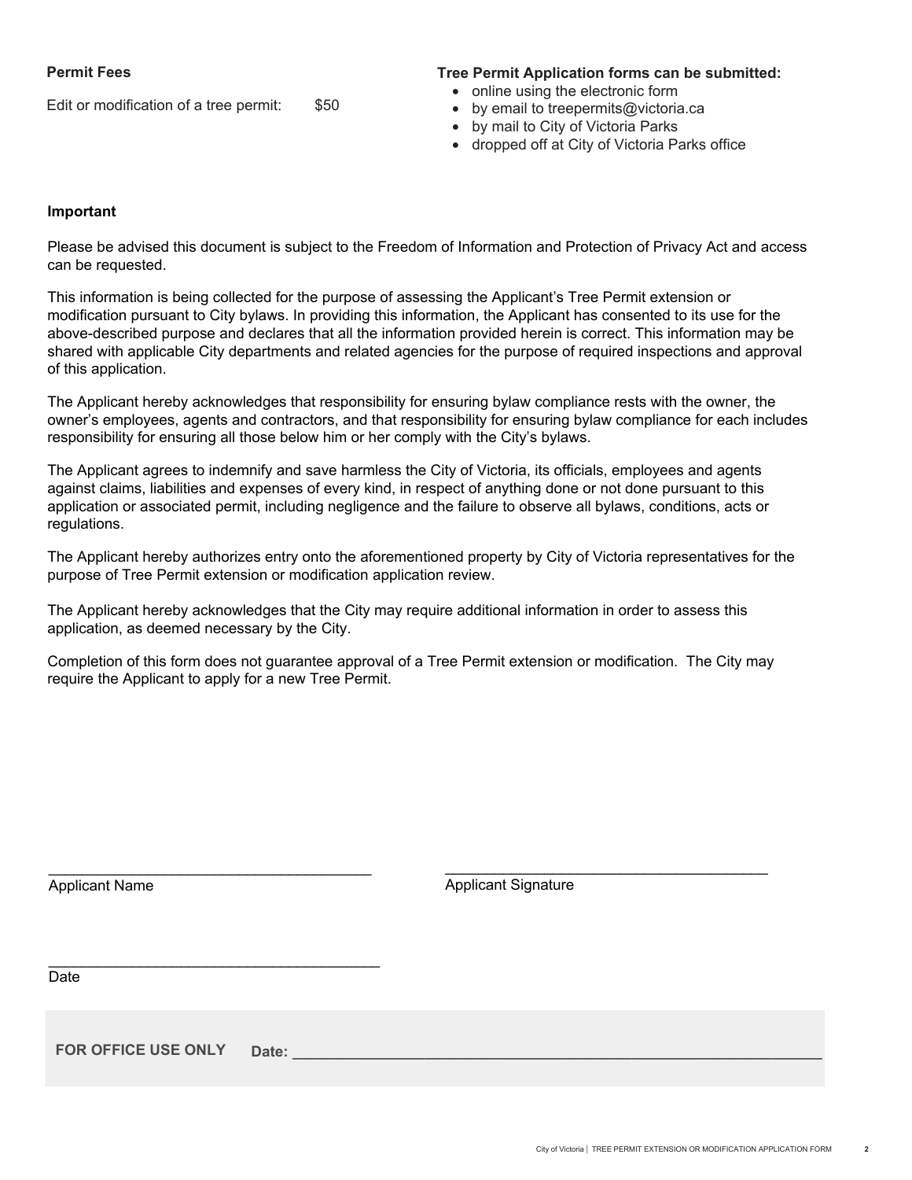**Permit Fees**

Edit or modification of a tree permit: $50

**Tree Permit Application forms can be submitted:**

- online using the electronic form
- by email to treepermits@victoria.ca
- by mail to City of Victoria Parks
- dropped off at City of Victoria Parks office

**Important**

Please be advised this document is subject to the Freedom of Information and Protection of Privacy Act and access can be requested.

This information is being collected for the purpose of assessing the Applicant's Tree Permit extension or modification pursuant to City bylaws. In providing this information, the Applicant has consented to its use for the above-described purpose and declares that all the information provided herein is correct. This information may be shared with applicable City departments and related agencies for the purpose of required inspections and approval of this application.

The Applicant hereby acknowledges that responsibility for ensuring bylaw compliance rests with the owner, the owner's employees, agents and contractors, and that responsibility for ensuring bylaw compliance for each includes responsibility for ensuring all those below him or her comply with the City's bylaws.

The Applicant agrees to indemnify and save harmless the City of Victoria, its officials, employees and agents against claims, liabilities and expenses of every kind, in respect of anything done or not done pursuant to this application or associated permit, including negligence and the failure to observe all bylaws, conditions, acts or regulations.

The Applicant hereby authorizes entry onto the aforementioned property by City of Victoria representatives for the purpose of Tree Permit extension or modification application review.

The Applicant hereby acknowledges that the City may require additional information in order to assess this application, as deemed necessary by the City.

Completion of this form does not guarantee approval of a Tree Permit extension or modification. The City may require the Applicant to apply for a new Tree Permit.

________________________________________
Applicant Name

________________________________________
Applicant Signature

________________________________________
Date

**FOR OFFICE USE ONLY** **Date:** ________________________________________